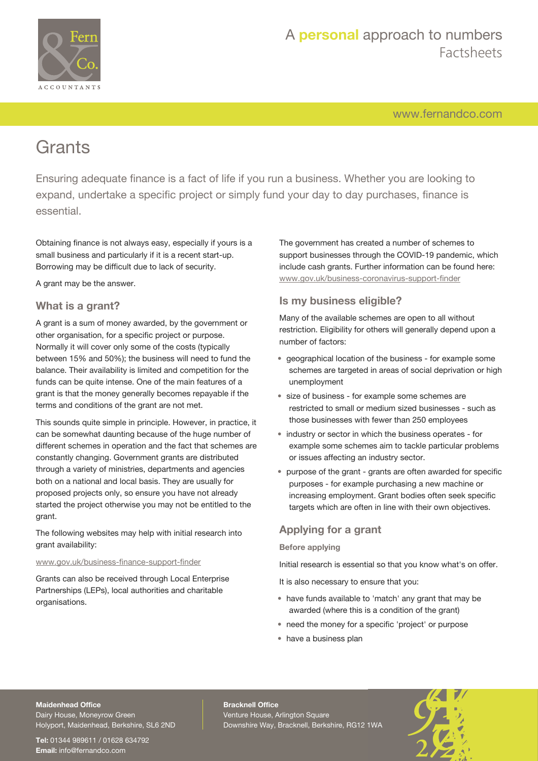# Grants

Ensuring adequate finance is a fact of life if you run a business. Whether you are looking to expand, undertake a specific project or simply fund your day to day purchases, finance is essential.

Obtaining finance is not always easy, especially if yours is a small business and particularly if it is a recent start-up. Borrowing may be difficult due to lack of security.

A grant may be the answer.

## What is a grant?

A grant is a sum of money awarded, by the government or other organisation, for a specific project or purpose. Normally it will cover only some of the costs (typically between 15% and 50%); the business will need to fund the balance. Their availability is limited and competition for the funds can be quite intense. One of the main features of a grant is that the money generally becomes repayable if the terms and conditions of the grant are not met.

This sounds quite simple in principle. However, in practice, it can be somewhat daunting because of the huge number of different schemes in operation and the fact that schemes are constantly changing. Government grants are distributed through a variety of ministries, departments and agencies both on a national and local basis. They are usually for proposed projects only, so ensure you have not already started the project otherwise you may not be entitled to the grant.

The following websites may help with initial research into grant availability:

www.gov.uk/business-finance-support-finder

Grants can also be received through Local Enterprise Partnerships (LEPs), local authorities and charitable organisations.

The government has created a number of schemes to support businesses through the COVID-19 pandemic, which include cash grants. Further information can be found here: www.gov.uk/business-coronavirus-support-finder

## Is my business eligible?

Many of the available schemes are open to all without restriction. Eligibility for others will generally depend upon a number of factors:

- geographical location of the business - for example some schemes are targeted in areas of social deprivation or high unemployment
- size of business - for example some schemes are restricted to small or medium sized businesses - such as those businesses with fewer than 250 employees
- industry or sector in which the business operates - for example some schemes aim to tackle particular problems or issues affecting an industry sector.
- purpose of the grant - grants are often awarded for specific purposes - for example purchasing a new machine or increasing employment. Grant bodies often seek specific targets which are often in line with their own objectives.

## Applying for a grant

### Before applying

Initial research is essential so that you know what's on offer.

It is also necessary to ensure that you:

- have funds available to 'match' any grant that may be awarded (where this is a condition of the grant)
- need the money for a specific 'project' or purpose
- have a business plan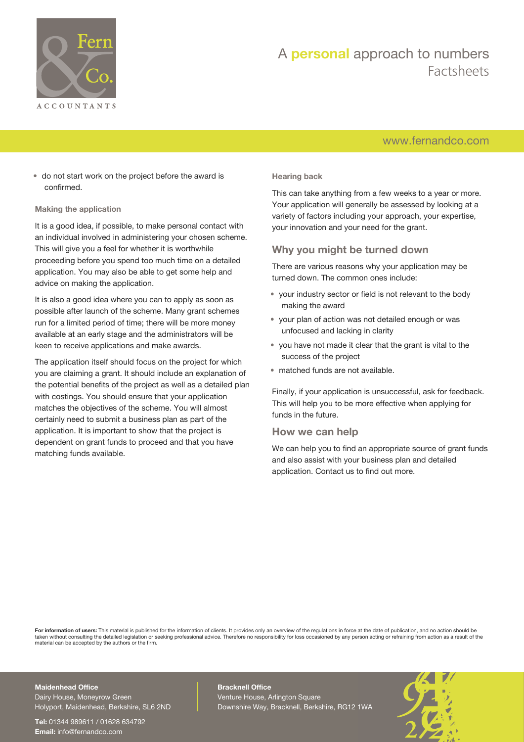- do not start work on the project before the award is confirmed.

### Making the application

It is a good idea, if possible, to make personal contact with an individual involved in administering your chosen scheme. This will give you a feel for whether it is worthwhile proceeding before you spend too much time on a detailed application. You may also be able to get some help and advice on making the application.

It is also a good idea where you can to apply as soon as possible after launch of the scheme. Many grant schemes run for a limited period of time; there will be more money available at an early stage and the administrators will be keen to receive applications and make awards.

The application itself should focus on the project for which you are claiming a grant. It should include an explanation of the potential benefits of the project as well as a detailed plan with costings. You should ensure that your application matches the objectives of the scheme. You will almost certainly need to submit a business plan as part of the application. It is important to show that the project is dependent on grant funds to proceed and that you have matching funds available.

### Hearing back

This can take anything from a few weeks to a year or more. Your application will generally be assessed by looking at a variety of factors including your approach, your expertise, your innovation and your need for the grant.

## Why you might be turned down

There are various reasons why your application may be turned down. The common ones include:

- your industry sector or field is not relevant to the body making the award
- your plan of action was not detailed enough or was unfocused and lacking in clarity
- you have not made it clear that the grant is vital to the success of the project
- matched funds are not available.

Finally, if your application is unsuccessful, ask for feedback. This will help you to be more effective when applying for funds in the future.

## How we can help

We can help you to find an appropriate source of grant funds and also assist with your business plan and detailed application. Contact us to find out more.

**For information of users:** This material is published for the information of clients. It provides only an overview of the regulations in force at the date of publication, and no action should be taken without consulting the detailed legislation or seeking professional advice. Therefore no responsibility for loss occasioned by any person acting or refraining from action as a result of the material can be accepted by the authors or the firm.

**Maidenhead Office**
Dairy House, Moneyrow Green
Holyport, Maidenhead, Berkshire, SL6 2ND

**Bracknell Office**
Venture House, Arlington Square
Downshire Way, Bracknell, Berkshire, RG12 1WA

**Tel:** 01344 989611 / 01628 634792
**Email:** info@fernandco.com